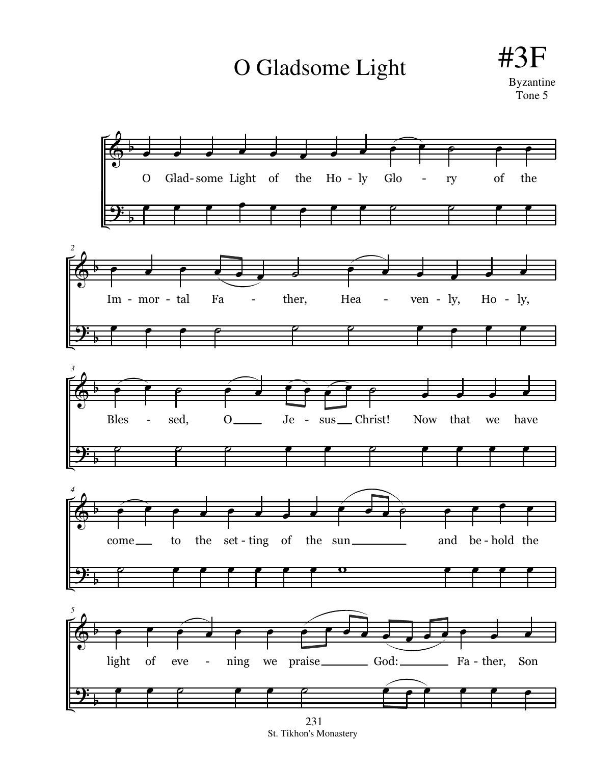# O Gladsome Light

**#3F**

Byzantine
Tone 5

O Glad-some Light of the Ho-ly Glo - ry of the

Im - mor - tal Fa - ther, Hea - ven - ly, Ho - ly,

Bles - sed, O Je - sus Christ! Now that we have

come to the set - ting of the sun and be - hold the

light of eve - ning we praise God: Fa - ther, Son

St. Tikhon's Monastery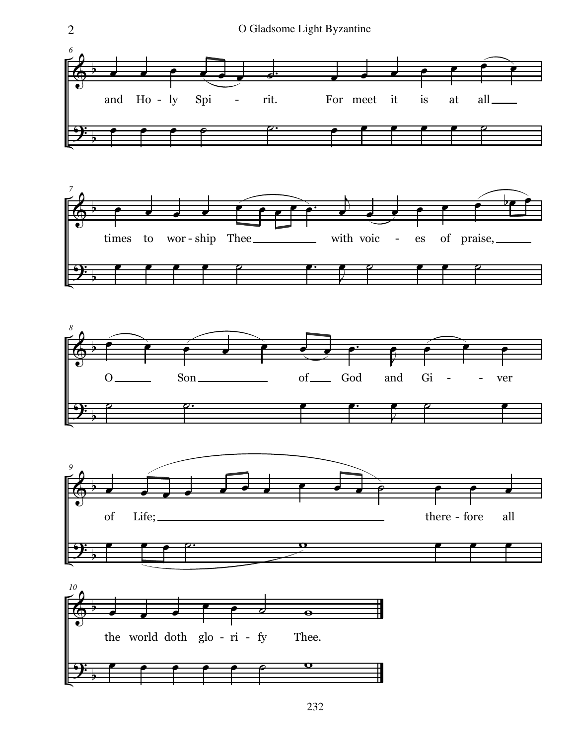and Ho - ly Spi - rit. For meet it is at all times to wor - ship Thee with voic - es of praise, O Son of God and Gi - ver of Life; there - fore all the world doth glo - ri - fy Thee.